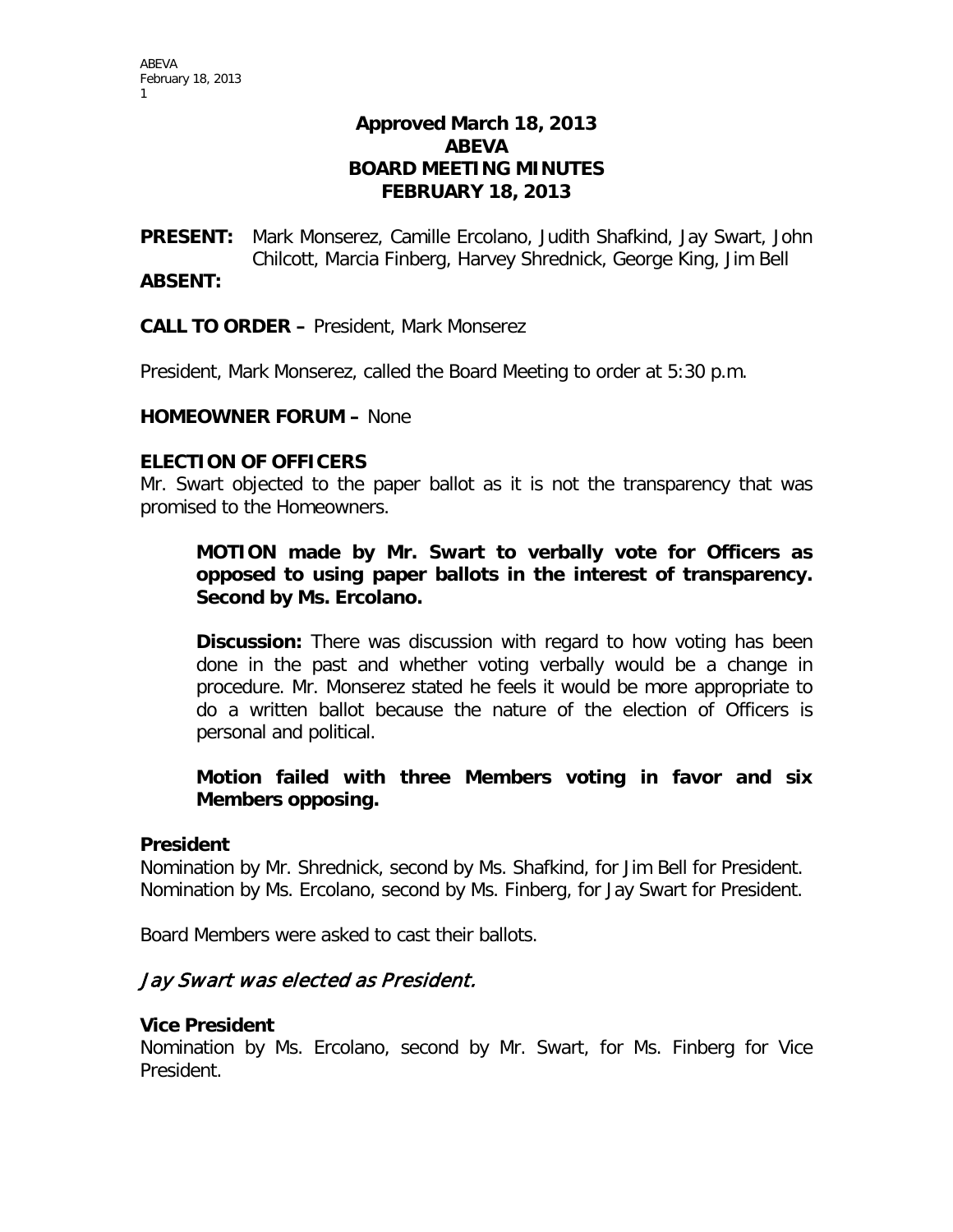# Approved March 18, 2013
# ABEVA
# BOARD MEETING MINUTES
# FEBRUARY 18, 2013

**PRESENT:** Mark Monserez, Camille Ercolano, Judith Shafkind, Jay Swart, John Chilcott, Marcia Finberg, Harvey Shrednick, George King, Jim Bell

**ABSENT:**

**CALL TO ORDER –** President, Mark Monserez

President, Mark Monserez, called the Board Meeting to order at 5:30 p.m.

**HOMEOWNER FORUM –** None

**ELECTION OF OFFICERS**

Mr. Swart objected to the paper ballot as it is not the transparency that was promised to the Homeowners.

> **MOTION made by Mr. Swart to verbally vote for Officers as opposed to using paper ballots in the interest of transparency. Second by Ms. Ercolano.**
>
> **Discussion:** There was discussion with regard to how voting has been done in the past and whether voting verbally would be a change in procedure. Mr. Monserez stated he feels it would be more appropriate to do a written ballot because the nature of the election of Officers is personal and political.
>
> **Motion failed with three Members voting in favor and six Members opposing.**

**President**

Nomination by Mr. Shrednick, second by Ms. Shafkind, for Jim Bell for President.
Nomination by Ms. Ercolano, second by Ms. Finberg, for Jay Swart for President.

Board Members were asked to cast their ballots.

*Jay Swart was elected as President.*

**Vice President**

Nomination by Ms. Ercolano, second by Mr. Swart, for Ms. Finberg for Vice President.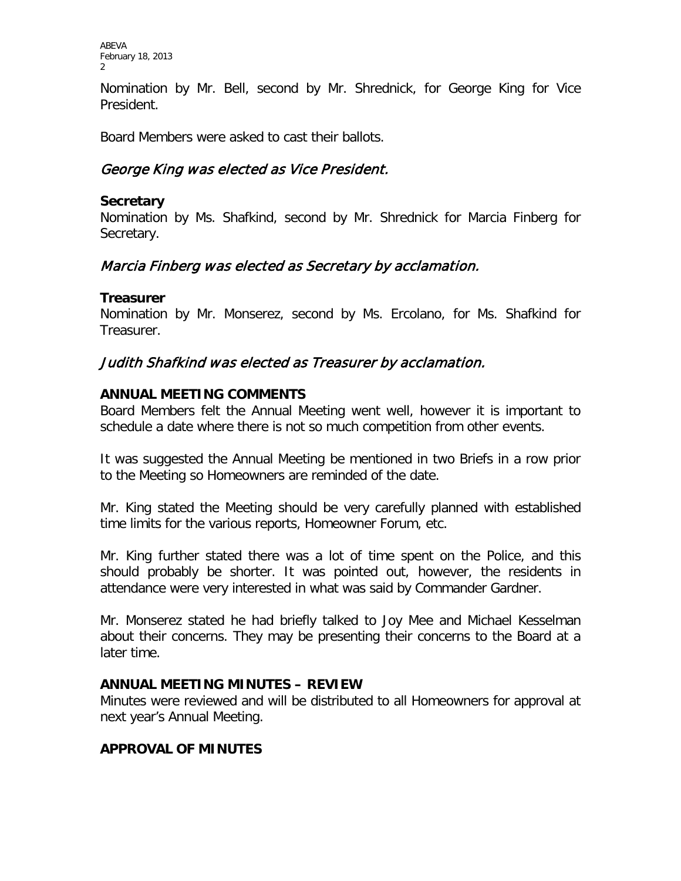Nomination by Mr. Bell, second by Mr. Shrednick, for George King for Vice President.

Board Members were asked to cast their ballots.

*George King was elected as Vice President.*

**Secretary**

Nomination by Ms. Shafkind, second by Mr. Shrednick for Marcia Finberg for Secretary.

*Marcia Finberg was elected as Secretary by acclamation.*

**Treasurer**

Nomination by Mr. Monserez, second by Ms. Ercolano, for Ms. Shafkind for Treasurer.

*Judith Shafkind was elected as Treasurer by acclamation.*

**ANNUAL MEETING COMMENTS**

Board Members felt the Annual Meeting went well, however it is important to schedule a date where there is not so much competition from other events.

It was suggested the Annual Meeting be mentioned in two Briefs in a row prior to the Meeting so Homeowners are reminded of the date.

Mr. King stated the Meeting should be very carefully planned with established time limits for the various reports, Homeowner Forum, etc.

Mr. King further stated there was a lot of time spent on the Police, and this should probably be shorter. It was pointed out, however, the residents in attendance were very interested in what was said by Commander Gardner.

Mr. Monserez stated he had briefly talked to Joy Mee and Michael Kesselman about their concerns. They may be presenting their concerns to the Board at a later time.

**ANNUAL MEETING MINUTES – REVIEW**

Minutes were reviewed and will be distributed to all Homeowners for approval at next year's Annual Meeting.

**APPROVAL OF MINUTES**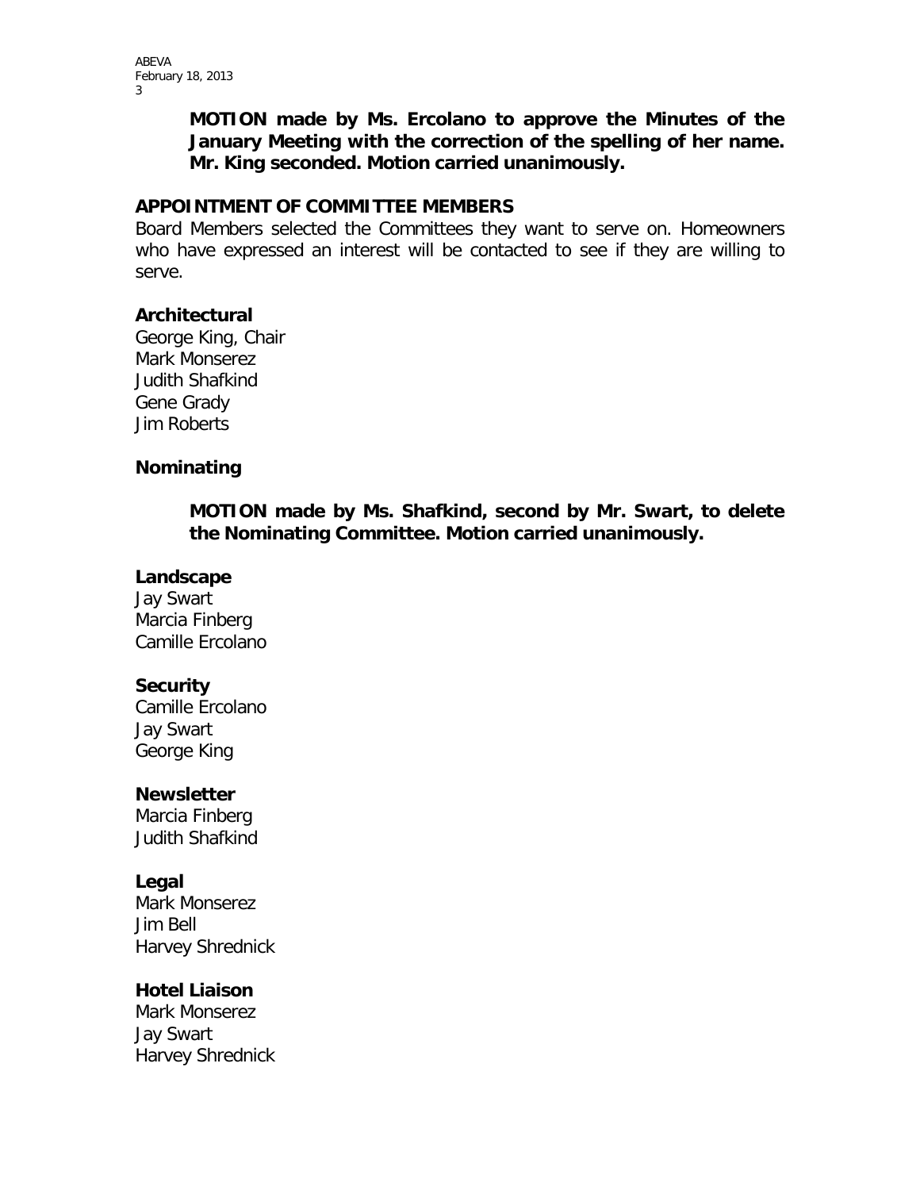**MOTION made by Ms. Ercolano to approve the Minutes of the January Meeting with the correction of the spelling of her name. Mr. King seconded. Motion carried unanimously.**

## APPOINTMENT OF COMMITTEE MEMBERS

Board Members selected the Committees they want to serve on. Homeowners who have expressed an interest will be contacted to see if they are willing to serve.

### Architectural

George King, Chair
Mark Monserez
Judith Shafkind
Gene Grady
Jim Roberts

### Nominating

**MOTION made by Ms. Shafkind, second by Mr. Swart, to delete the Nominating Committee. Motion carried unanimously.**

### Landscape

Jay Swart
Marcia Finberg
Camille Ercolano

### Security

Camille Ercolano
Jay Swart
George King

### Newsletter

Marcia Finberg
Judith Shafkind

### Legal

Mark Monserez
Jim Bell
Harvey Shrednick

### Hotel Liaison

Mark Monserez
Jay Swart
Harvey Shrednick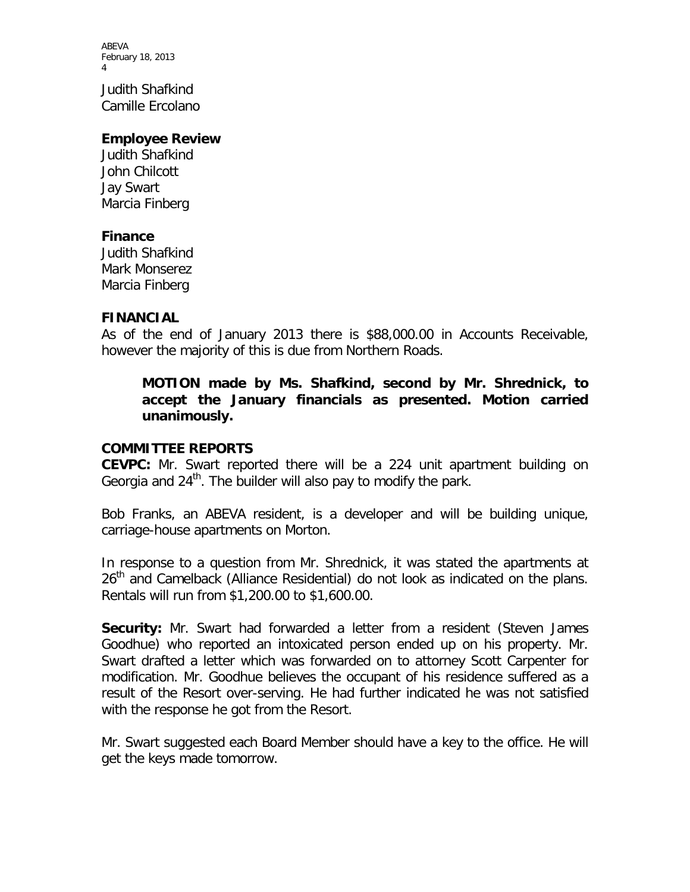Judith Shafkind
Camille Ercolano

**Employee Review**
Judith Shafkind
John Chilcott
Jay Swart
Marcia Finberg

**Finance**
Judith Shafkind
Mark Monserez
Marcia Finberg

## FINANCIAL

As of the end of January 2013 there is $88,000.00 in Accounts Receivable, however the majority of this is due from Northern Roads.

> **MOTION made by Ms. Shafkind, second by Mr. Shrednick, to accept the January financials as presented. Motion carried unanimously.**

## COMMITTEE REPORTS

**CEVPC:** Mr. Swart reported there will be a 224 unit apartment building on Georgia and 24th. The builder will also pay to modify the park.

Bob Franks, an ABEVA resident, is a developer and will be building unique, carriage-house apartments on Morton.

In response to a question from Mr. Shrednick, it was stated the apartments at 26th and Camelback (Alliance Residential) do not look as indicated on the plans. Rentals will run from $1,200.00 to $1,600.00.

**Security:** Mr. Swart had forwarded a letter from a resident (Steven James Goodhue) who reported an intoxicated person ended up on his property. Mr. Swart drafted a letter which was forwarded on to attorney Scott Carpenter for modification. Mr. Goodhue believes the occupant of his residence suffered as a result of the Resort over-serving. He had further indicated he was not satisfied with the response he got from the Resort.

Mr. Swart suggested each Board Member should have a key to the office. He will get the keys made tomorrow.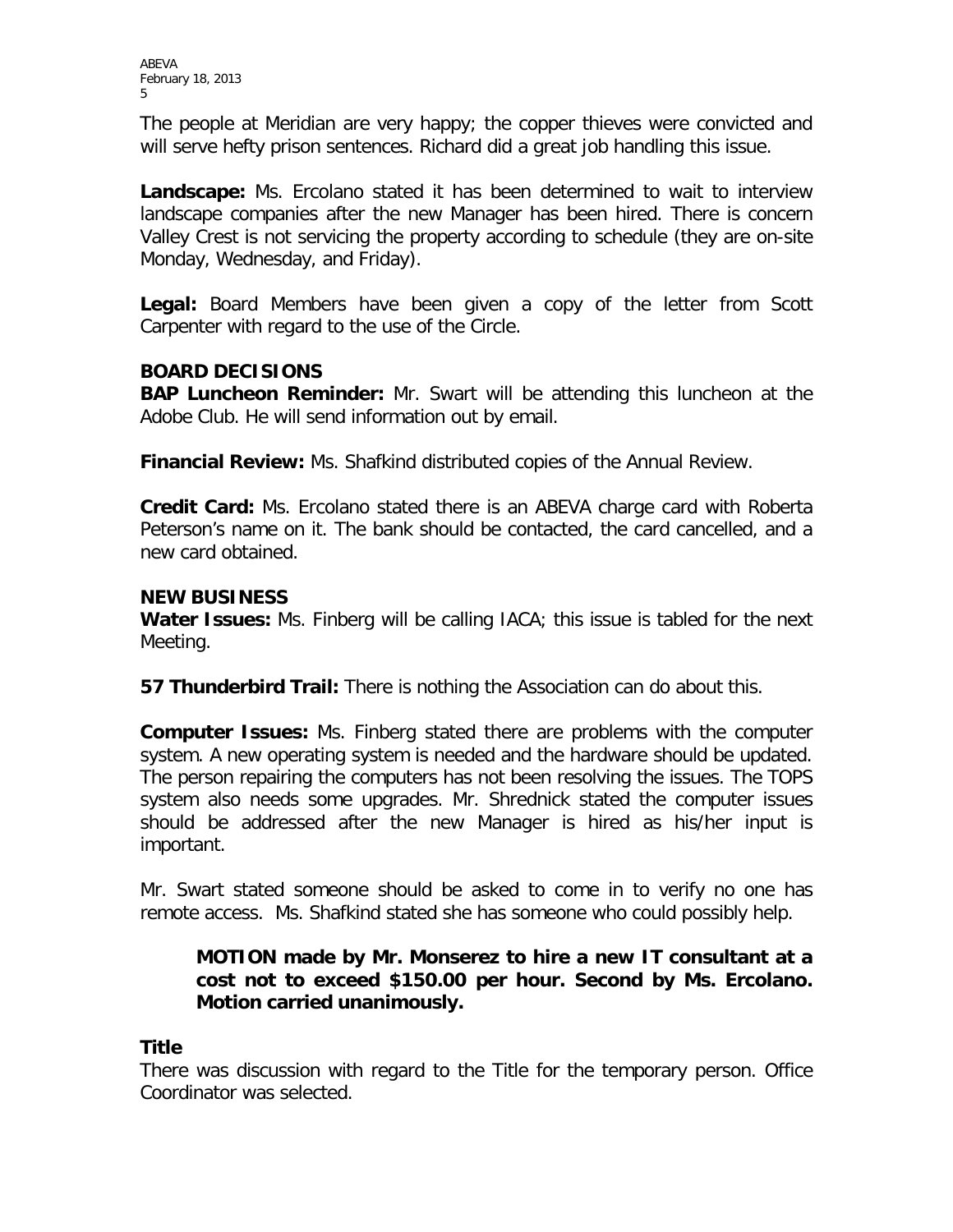The people at Meridian are very happy; the copper thieves were convicted and will serve hefty prison sentences. Richard did a great job handling this issue.

**Landscape:** Ms. Ercolano stated it has been determined to wait to interview landscape companies after the new Manager has been hired. There is concern Valley Crest is not servicing the property according to schedule (they are on-site Monday, Wednesday, and Friday).

**Legal:** Board Members have been given a copy of the letter from Scott Carpenter with regard to the use of the Circle.

## BOARD DECISIONS

**BAP Luncheon Reminder:** Mr. Swart will be attending this luncheon at the Adobe Club. He will send information out by email.

**Financial Review:** Ms. Shafkind distributed copies of the Annual Review.

**Credit Card:** Ms. Ercolano stated there is an ABEVA charge card with Roberta Peterson's name on it. The bank should be contacted, the card cancelled, and a new card obtained.

## NEW BUSINESS

**Water Issues:** Ms. Finberg will be calling IACA; this issue is tabled for the next Meeting.

**57 Thunderbird Trail:** There is nothing the Association can do about this.

**Computer Issues:** Ms. Finberg stated there are problems with the computer system. A new operating system is needed and the hardware should be updated. The person repairing the computers has not been resolving the issues. The TOPS system also needs some upgrades. Mr. Shrednick stated the computer issues should be addressed after the new Manager is hired as his/her input is important.

Mr. Swart stated someone should be asked to come in to verify no one has remote access. Ms. Shafkind stated she has someone who could possibly help.

> **MOTION made by Mr. Monserez to hire a new IT consultant at a cost not to exceed $150.00 per hour. Second by Ms. Ercolano. Motion carried unanimously.**

## Title

There was discussion with regard to the Title for the temporary person. Office Coordinator was selected.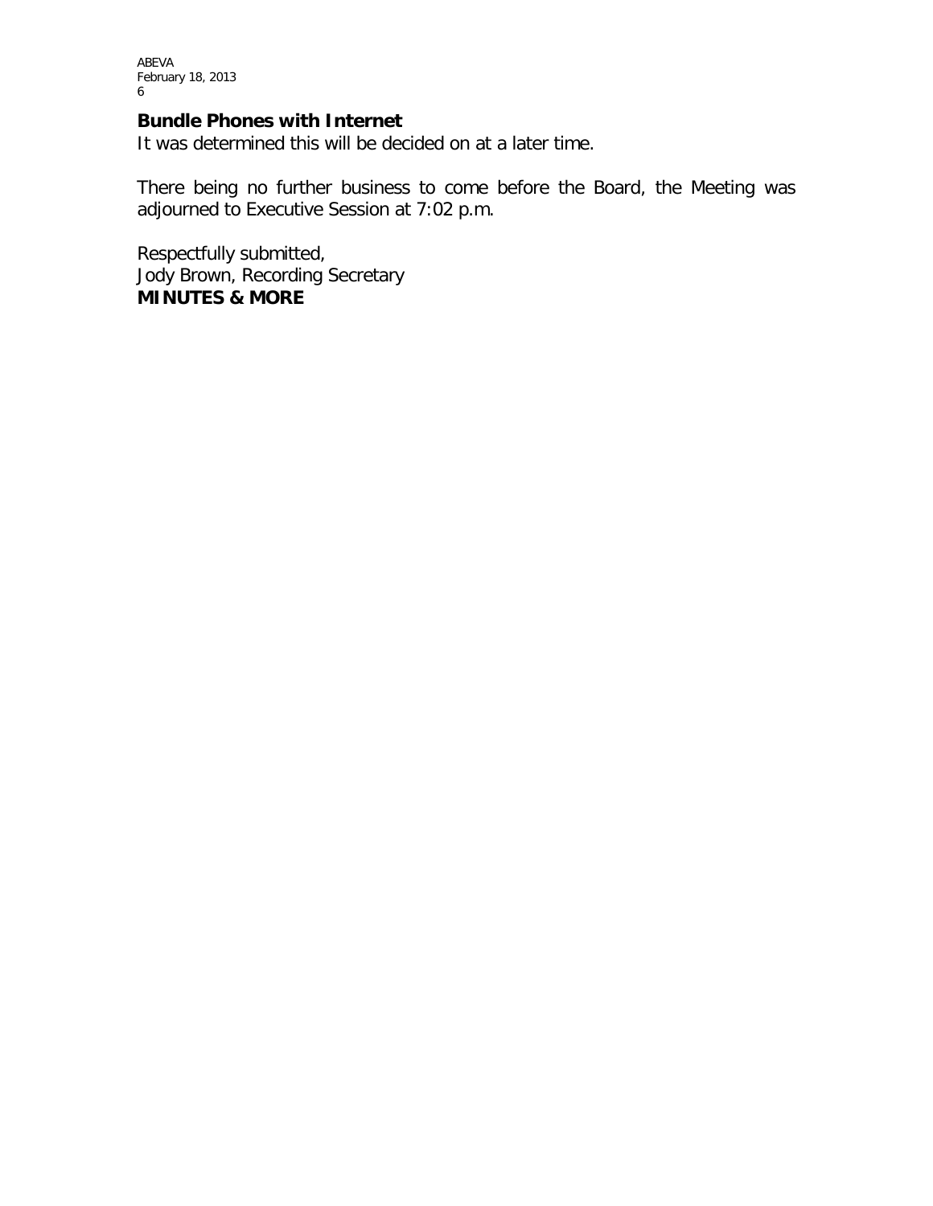**Bundle Phones with Internet**

It was determined this will be decided on at a later time.

There being no further business to come before the Board, the Meeting was adjourned to Executive Session at 7:02 p.m.

Respectfully submitted,
Jody Brown, Recording Secretary
**MINUTES & MORE**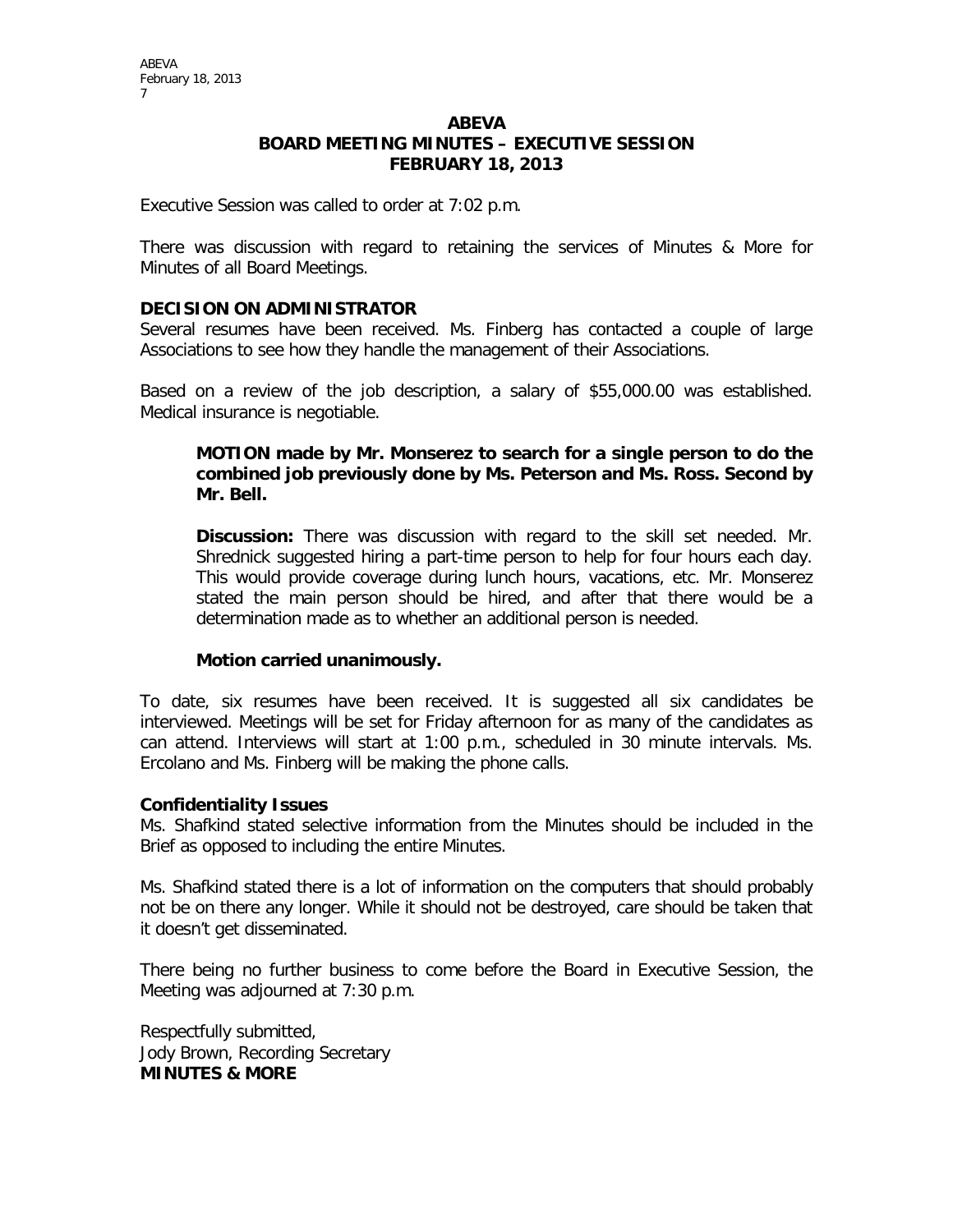# ABEVA
## BOARD MEETING MINUTES – EXECUTIVE SESSION
## FEBRUARY 18, 2013

Executive Session was called to order at 7:02 p.m.

There was discussion with regard to retaining the services of Minutes & More for Minutes of all Board Meetings.

### DECISION ON ADMINISTRATOR

Several resumes have been received. Ms. Finberg has contacted a couple of large Associations to see how they handle the management of their Associations.

Based on a review of the job description, a salary of $55,000.00 was established. Medical insurance is negotiable.

> **MOTION made by Mr. Monserez to search for a single person to do the combined job previously done by Ms. Peterson and Ms. Ross. Second by Mr. Bell.**
>
> **Discussion:** There was discussion with regard to the skill set needed. Mr. Shrednick suggested hiring a part-time person to help for four hours each day. This would provide coverage during lunch hours, vacations, etc. Mr. Monserez stated the main person should be hired, and after that there would be a determination made as to whether an additional person is needed.
>
> **Motion carried unanimously.**

To date, six resumes have been received. It is suggested all six candidates be interviewed. Meetings will be set for Friday afternoon for as many of the candidates as can attend. Interviews will start at 1:00 p.m., scheduled in 30 minute intervals. Ms. Ercolano and Ms. Finberg will be making the phone calls.

### Confidentiality Issues

Ms. Shafkind stated selective information from the Minutes should be included in the Brief as opposed to including the entire Minutes.

Ms. Shafkind stated there is a lot of information on the computers that should probably not be on there any longer. While it should not be destroyed, care should be taken that it doesn't get disseminated.

There being no further business to come before the Board in Executive Session, the Meeting was adjourned at 7:30 p.m.

Respectfully submitted,
Jody Brown, Recording Secretary
**MINUTES & MORE**